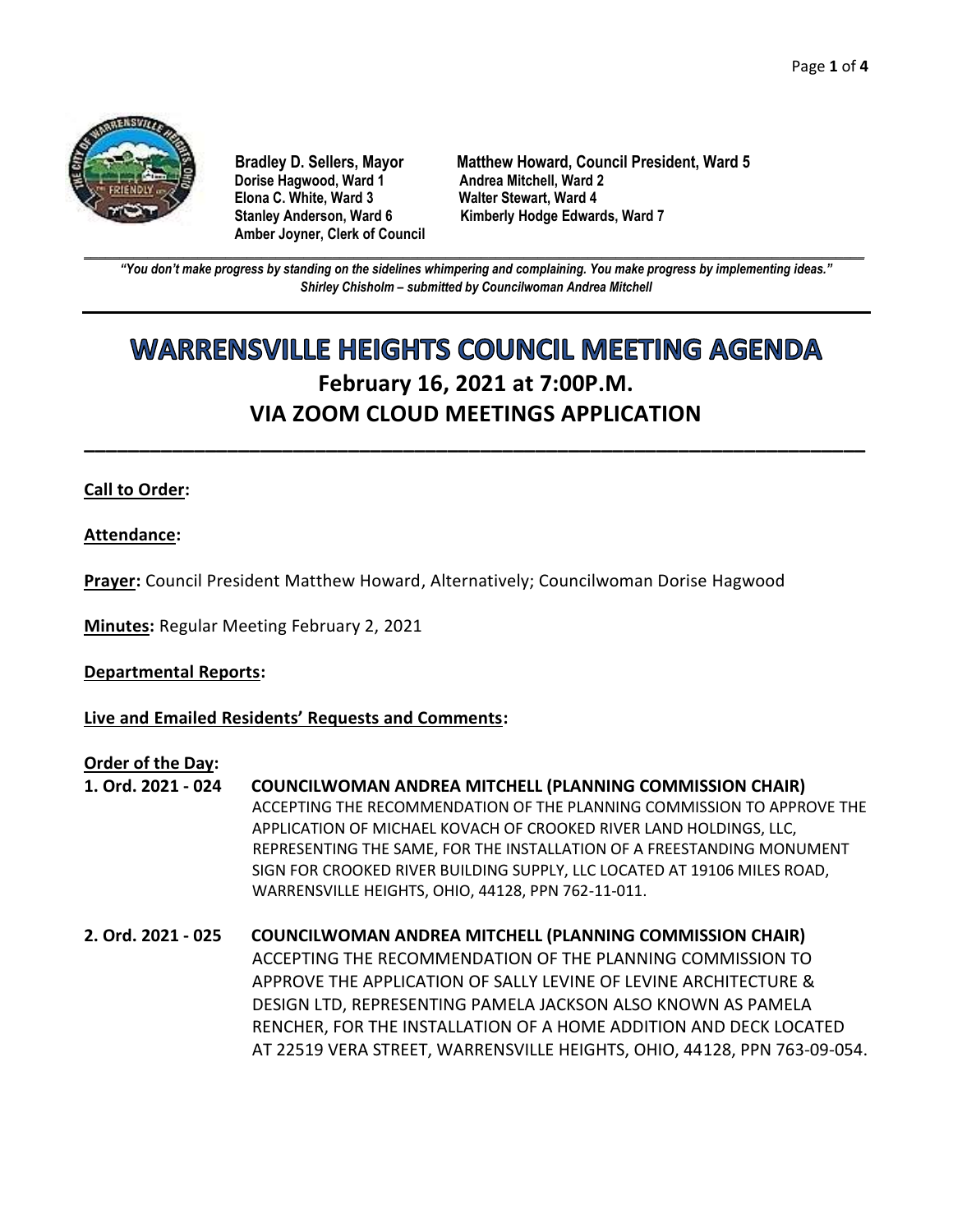**Bradley D. Sellers, Mayor**
**Matthew Howard, Council President, Ward 5**
**Dorise Hagwood, Ward 1**
**Andrea Mitchell, Ward 2**
**Elona C. White, Ward 3**
**Walter Stewart, Ward 4**
**Stanley Anderson, Ward 6**
**Kimberly Hodge Edwards, Ward 7**
**Amber Joyner, Clerk of Council**

***"You don't make progress by standing on the sidelines whimpering and complaining. You make progress by implementing ideas."***
***Shirley Chisholm – submitted by Councilwoman Andrea Mitchell***

# WARRENSVILLE HEIGHTS COUNCIL MEETING AGENDA

## February 16, 2021 at 7:00P.M.
## VIA ZOOM CLOUD MEETINGS APPLICATION

**Call to Order:**

**Attendance:**

**Prayer:** Council President Matthew Howard, Alternatively; Councilwoman Dorise Hagwood

**Minutes:** Regular Meeting February 2, 2021

**Departmental Reports:**

**Live and Emailed Residents' Requests and Comments:**

**Order of the Day:**

**1. Ord. 2021 - 024 COUNCILWOMAN ANDREA MITCHELL (PLANNING COMMISSION CHAIR)**
ACCEPTING THE RECOMMENDATION OF THE PLANNING COMMISSION TO APPROVE THE APPLICATION OF MICHAEL KOVACH OF CROOKED RIVER LAND HOLDINGS, LLC, REPRESENTING THE SAME, FOR THE INSTALLATION OF A FREESTANDING MONUMENT SIGN FOR CROOKED RIVER BUILDING SUPPLY, LLC LOCATED AT 19106 MILES ROAD, WARRENSVILLE HEIGHTS, OHIO, 44128, PPN 762-11-011.

**2. Ord. 2021 - 025 COUNCILWOMAN ANDREA MITCHELL (PLANNING COMMISSION CHAIR)**
ACCEPTING THE RECOMMENDATION OF THE PLANNING COMMISSION TO APPROVE THE APPLICATION OF SALLY LEVINE OF LEVINE ARCHITECTURE & DESIGN LTD, REPRESENTING PAMELA JACKSON ALSO KNOWN AS PAMELA RENCHER, FOR THE INSTALLATION OF A HOME ADDITION AND DECK LOCATED AT 22519 VERA STREET, WARRENSVILLE HEIGHTS, OHIO, 44128, PPN 763-09-054.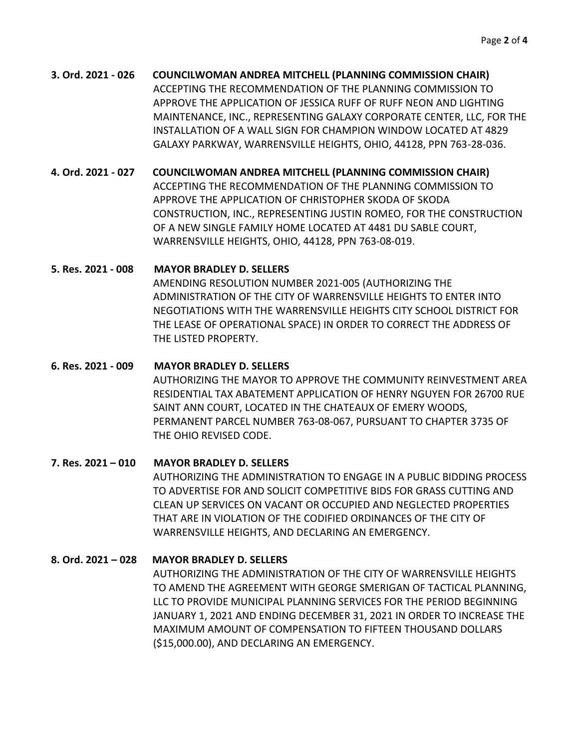**3. Ord. 2021 - 026 COUNCILWOMAN ANDREA MITCHELL (PLANNING COMMISSION CHAIR)**
ACCEPTING THE RECOMMENDATION OF THE PLANNING COMMISSION TO APPROVE THE APPLICATION OF JESSICA RUFF OF RUFF NEON AND LIGHTING MAINTENANCE, INC., REPRESENTING GALAXY CORPORATE CENTER, LLC, FOR THE INSTALLATION OF A WALL SIGN FOR CHAMPION WINDOW LOCATED AT 4829 GALAXY PARKWAY, WARRENSVILLE HEIGHTS, OHIO, 44128, PPN 763-28-036.

**4. Ord. 2021 - 027 COUNCILWOMAN ANDREA MITCHELL (PLANNING COMMISSION CHAIR)**
ACCEPTING THE RECOMMENDATION OF THE PLANNING COMMISSION TO APPROVE THE APPLICATION OF CHRISTOPHER SKODA OF SKODA CONSTRUCTION, INC., REPRESENTING JUSTIN ROMEO, FOR THE CONSTRUCTION OF A NEW SINGLE FAMILY HOME LOCATED AT 4481 DU SABLE COURT, WARRENSVILLE HEIGHTS, OHIO, 44128, PPN 763-08-019.

**5. Res. 2021 - 008 MAYOR BRADLEY D. SELLERS**
AMENDING RESOLUTION NUMBER 2021-005 (AUTHORIZING THE ADMINISTRATION OF THE CITY OF WARRENSVILLE HEIGHTS TO ENTER INTO NEGOTIATIONS WITH THE WARRENSVILLE HEIGHTS CITY SCHOOL DISTRICT FOR THE LEASE OF OPERATIONAL SPACE) IN ORDER TO CORRECT THE ADDRESS OF THE LISTED PROPERTY.

**6. Res. 2021 - 009 MAYOR BRADLEY D. SELLERS**
AUTHORIZING THE MAYOR TO APPROVE THE COMMUNITY REINVESTMENT AREA RESIDENTIAL TAX ABATEMENT APPLICATION OF HENRY NGUYEN FOR 26700 RUE SAINT ANN COURT, LOCATED IN THE CHATEAUX OF EMERY WOODS, PERMANENT PARCEL NUMBER 763-08-067, PURSUANT TO CHAPTER 3735 OF THE OHIO REVISED CODE.

**7. Res. 2021 – 010 MAYOR BRADLEY D. SELLERS**
AUTHORIZING THE ADMINISTRATION TO ENGAGE IN A PUBLIC BIDDING PROCESS TO ADVERTISE FOR AND SOLICIT COMPETITIVE BIDS FOR GRASS CUTTING AND CLEAN UP SERVICES ON VACANT OR OCCUPIED AND NEGLECTED PROPERTIES THAT ARE IN VIOLATION OF THE CODIFIED ORDINANCES OF THE CITY OF WARRENSVILLE HEIGHTS, AND DECLARING AN EMERGENCY.

**8. Ord. 2021 – 028 MAYOR BRADLEY D. SELLERS**
AUTHORIZING THE ADMINISTRATION OF THE CITY OF WARRENSVILLE HEIGHTS TO AMEND THE AGREEMENT WITH GEORGE SMERIGAN OF TACTICAL PLANNING, LLC TO PROVIDE MUNICIPAL PLANNING SERVICES FOR THE PERIOD BEGINNING JANUARY 1, 2021 AND ENDING DECEMBER 31, 2021 IN ORDER TO INCREASE THE MAXIMUM AMOUNT OF COMPENSATION TO FIFTEEN THOUSAND DOLLARS ($15,000.00), AND DECLARING AN EMERGENCY.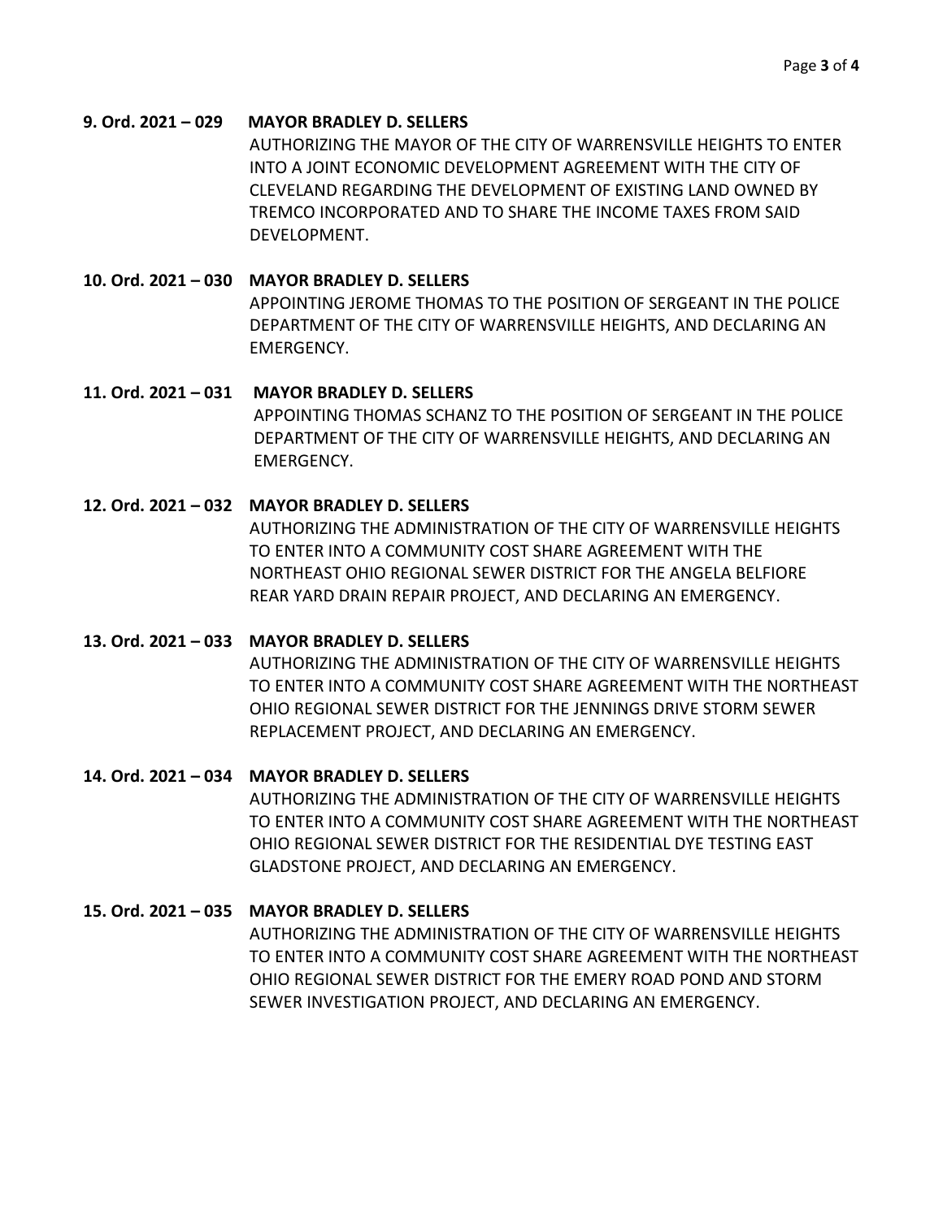**9. Ord. 2021 – 029 MAYOR BRADLEY D. SELLERS**

AUTHORIZING THE MAYOR OF THE CITY OF WARRENSVILLE HEIGHTS TO ENTER INTO A JOINT ECONOMIC DEVELOPMENT AGREEMENT WITH THE CITY OF CLEVELAND REGARDING THE DEVELOPMENT OF EXISTING LAND OWNED BY TREMCO INCORPORATED AND TO SHARE THE INCOME TAXES FROM SAID DEVELOPMENT.

**10. Ord. 2021 – 030 MAYOR BRADLEY D. SELLERS**

APPOINTING JEROME THOMAS TO THE POSITION OF SERGEANT IN THE POLICE DEPARTMENT OF THE CITY OF WARRENSVILLE HEIGHTS, AND DECLARING AN EMERGENCY.

**11. Ord. 2021 – 031 MAYOR BRADLEY D. SELLERS**

APPOINTING THOMAS SCHANZ TO THE POSITION OF SERGEANT IN THE POLICE DEPARTMENT OF THE CITY OF WARRENSVILLE HEIGHTS, AND DECLARING AN EMERGENCY.

**12. Ord. 2021 – 032 MAYOR BRADLEY D. SELLERS**

AUTHORIZING THE ADMINISTRATION OF THE CITY OF WARRENSVILLE HEIGHTS TO ENTER INTO A COMMUNITY COST SHARE AGREEMENT WITH THE NORTHEAST OHIO REGIONAL SEWER DISTRICT FOR THE ANGELA BELFIORE REAR YARD DRAIN REPAIR PROJECT, AND DECLARING AN EMERGENCY.

**13. Ord. 2021 – 033 MAYOR BRADLEY D. SELLERS**

AUTHORIZING THE ADMINISTRATION OF THE CITY OF WARRENSVILLE HEIGHTS TO ENTER INTO A COMMUNITY COST SHARE AGREEMENT WITH THE NORTHEAST OHIO REGIONAL SEWER DISTRICT FOR THE JENNINGS DRIVE STORM SEWER REPLACEMENT PROJECT, AND DECLARING AN EMERGENCY.

**14. Ord. 2021 – 034 MAYOR BRADLEY D. SELLERS**

AUTHORIZING THE ADMINISTRATION OF THE CITY OF WARRENSVILLE HEIGHTS TO ENTER INTO A COMMUNITY COST SHARE AGREEMENT WITH THE NORTHEAST OHIO REGIONAL SEWER DISTRICT FOR THE RESIDENTIAL DYE TESTING EAST GLADSTONE PROJECT, AND DECLARING AN EMERGENCY.

**15. Ord. 2021 – 035 MAYOR BRADLEY D. SELLERS**

AUTHORIZING THE ADMINISTRATION OF THE CITY OF WARRENSVILLE HEIGHTS TO ENTER INTO A COMMUNITY COST SHARE AGREEMENT WITH THE NORTHEAST OHIO REGIONAL SEWER DISTRICT FOR THE EMERY ROAD POND AND STORM SEWER INVESTIGATION PROJECT, AND DECLARING AN EMERGENCY.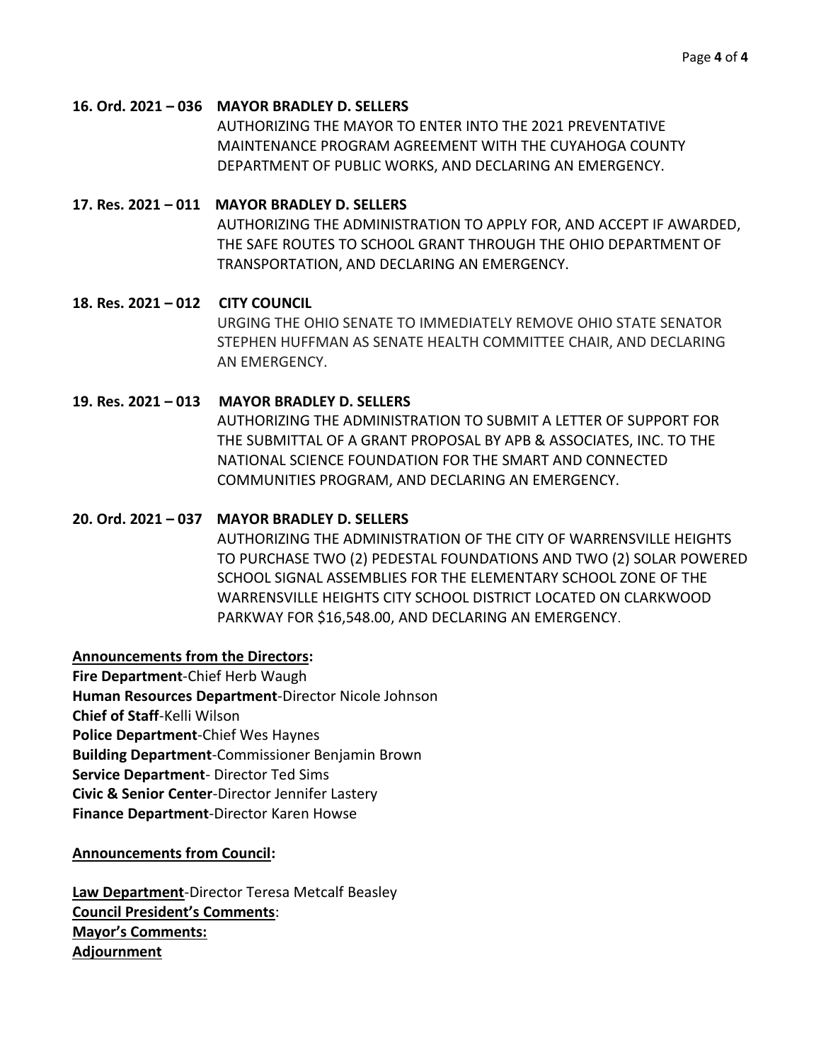**16. Ord. 2021 – 036 MAYOR BRADLEY D. SELLERS**
AUTHORIZING THE MAYOR TO ENTER INTO THE 2021 PREVENTATIVE MAINTENANCE PROGRAM AGREEMENT WITH THE CUYAHOGA COUNTY DEPARTMENT OF PUBLIC WORKS, AND DECLARING AN EMERGENCY.

**17. Res. 2021 – 011 MAYOR BRADLEY D. SELLERS**
AUTHORIZING THE ADMINISTRATION TO APPLY FOR, AND ACCEPT IF AWARDED, THE SAFE ROUTES TO SCHOOL GRANT THROUGH THE OHIO DEPARTMENT OF TRANSPORTATION, AND DECLARING AN EMERGENCY.

**18. Res. 2021 – 012 CITY COUNCIL**
URGING THE OHIO SENATE TO IMMEDIATELY REMOVE OHIO STATE SENATOR STEPHEN HUFFMAN AS SENATE HEALTH COMMITTEE CHAIR, AND DECLARING AN EMERGENCY.

**19. Res. 2021 – 013 MAYOR BRADLEY D. SELLERS**
AUTHORIZING THE ADMINISTRATION TO SUBMIT A LETTER OF SUPPORT FOR THE SUBMITTAL OF A GRANT PROPOSAL BY APB & ASSOCIATES, INC. TO THE NATIONAL SCIENCE FOUNDATION FOR THE SMART AND CONNECTED COMMUNITIES PROGRAM, AND DECLARING AN EMERGENCY.

**20. Ord. 2021 – 037 MAYOR BRADLEY D. SELLERS**
AUTHORIZING THE ADMINISTRATION OF THE CITY OF WARRENSVILLE HEIGHTS TO PURCHASE TWO (2) PEDESTAL FOUNDATIONS AND TWO (2) SOLAR POWERED SCHOOL SIGNAL ASSEMBLIES FOR THE ELEMENTARY SCHOOL ZONE OF THE WARRENSVILLE HEIGHTS CITY SCHOOL DISTRICT LOCATED ON CLARKWOOD PARKWAY FOR $16,548.00, AND DECLARING AN EMERGENCY.

**Announcements from the Directors:**

**Fire Department**-Chief Herb Waugh
**Human Resources Department**-Director Nicole Johnson
**Chief of Staff**-Kelli Wilson
**Police Department**-Chief Wes Haynes
**Building Department**-Commissioner Benjamin Brown
**Service Department**- Director Ted Sims
**Civic & Senior Center**-Director Jennifer Lastery
**Finance Department**-Director Karen Howse

**Announcements from Council:**

**Law Department**-Director Teresa Metcalf Beasley
**Council President's Comments**:
**Mayor's Comments:**
**Adjournment**